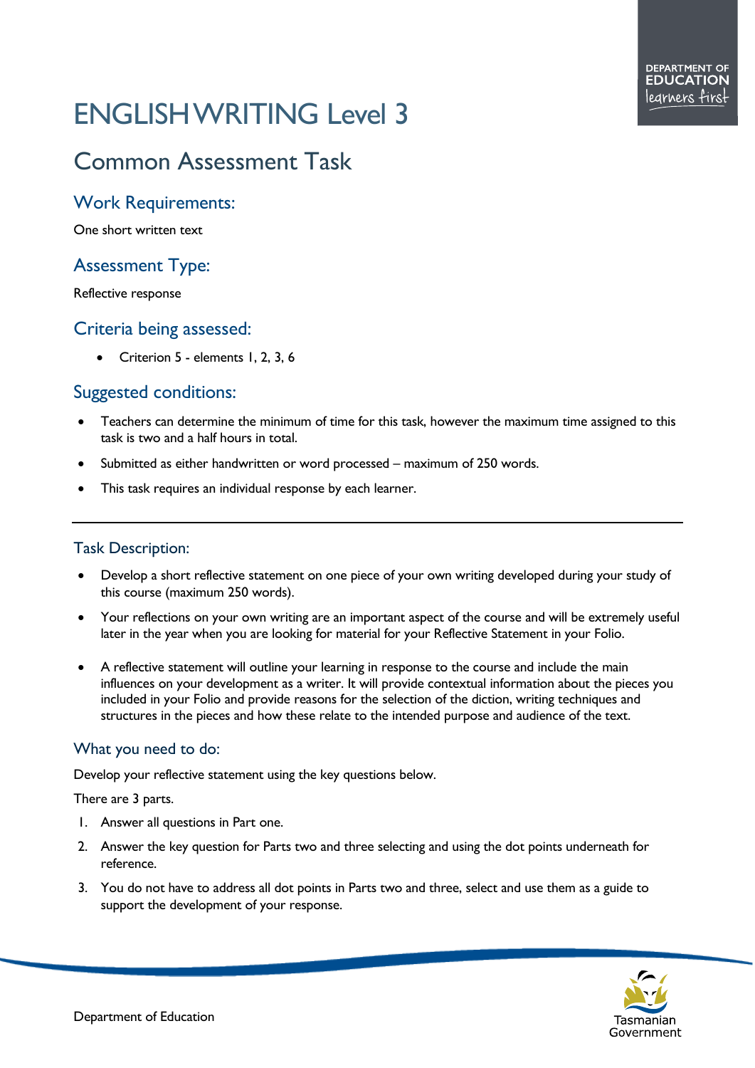# ENGLISH WRITING Level 3

## Common Assessment Task

### Work Requirements:

One short written text

### Assessment Type:

Reflective response

### Criteria being assessed:

- Criterion 5 - elements 1, 2, 3, 6

### Suggested conditions:

- Teachers can determine the minimum of time for this task, however the maximum time assigned to this task is two and a half hours in total.
- Submitted as either handwritten or word processed – maximum of 250 words.
- This task requires an individual response by each learner.

---

### Task Description:

- Develop a short reflective statement on one piece of your own writing developed during your study of this course (maximum 250 words).
- Your reflections on your own writing are an important aspect of the course and will be extremely useful later in the year when you are looking for material for your Reflective Statement in your Folio.
- A reflective statement will outline your learning in response to the course and include the main influences on your development as a writer. It will provide contextual information about the pieces you included in your Folio and provide reasons for the selection of the diction, writing techniques and structures in the pieces and how these relate to the intended purpose and audience of the text.

### What you need to do:

Develop your reflective statement using the key questions below.

There are 3 parts.

1. Answer all questions in Part one.
2. Answer the key question for Parts two and three selecting and using the dot points underneath for reference.
3. You do not have to address all dot points in Parts two and three, select and use them as a guide to support the development of your response.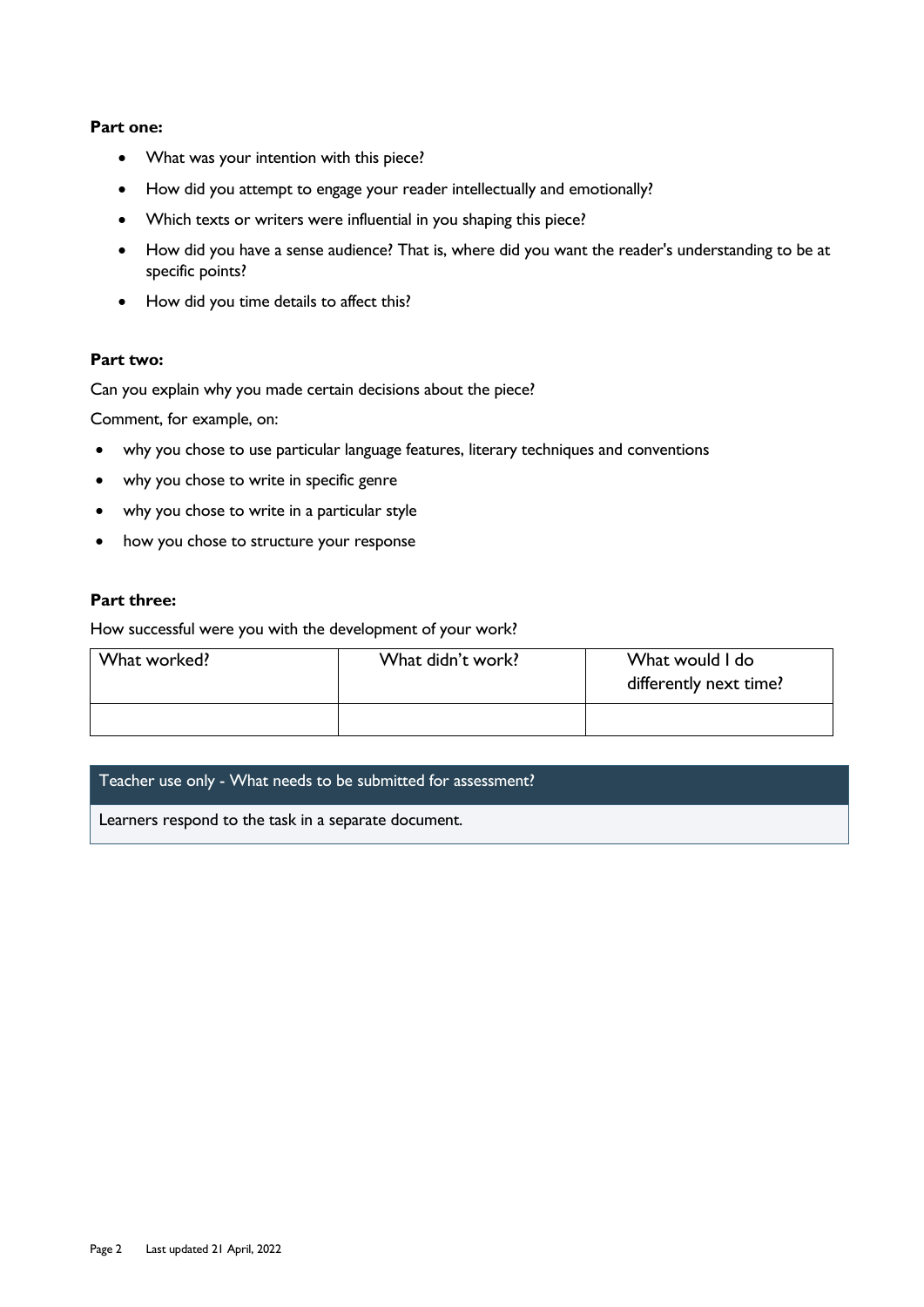**Part one:**

- What was your intention with this piece?
- How did you attempt to engage your reader intellectually and emotionally?
- Which texts or writers were influential in you shaping this piece?
- How did you have a sense audience? That is, where did you want the reader's understanding to be at specific points?
- How did you time details to affect this?

**Part two:**

Can you explain why you made certain decisions about the piece?

Comment, for example, on:

- why you chose to use particular language features, literary techniques and conventions
- why you chose to write in specific genre
- why you chose to write in a particular style
- how you chose to structure your response

**Part three:**

How successful were you with the development of your work?

| What worked? | What didn't work? | What would I do differently next time? |
|---|---|---|
| | | |

| Teacher use only - What needs to be submitted for assessment? |
|---|
| Learners respond to the task in a separate document. |